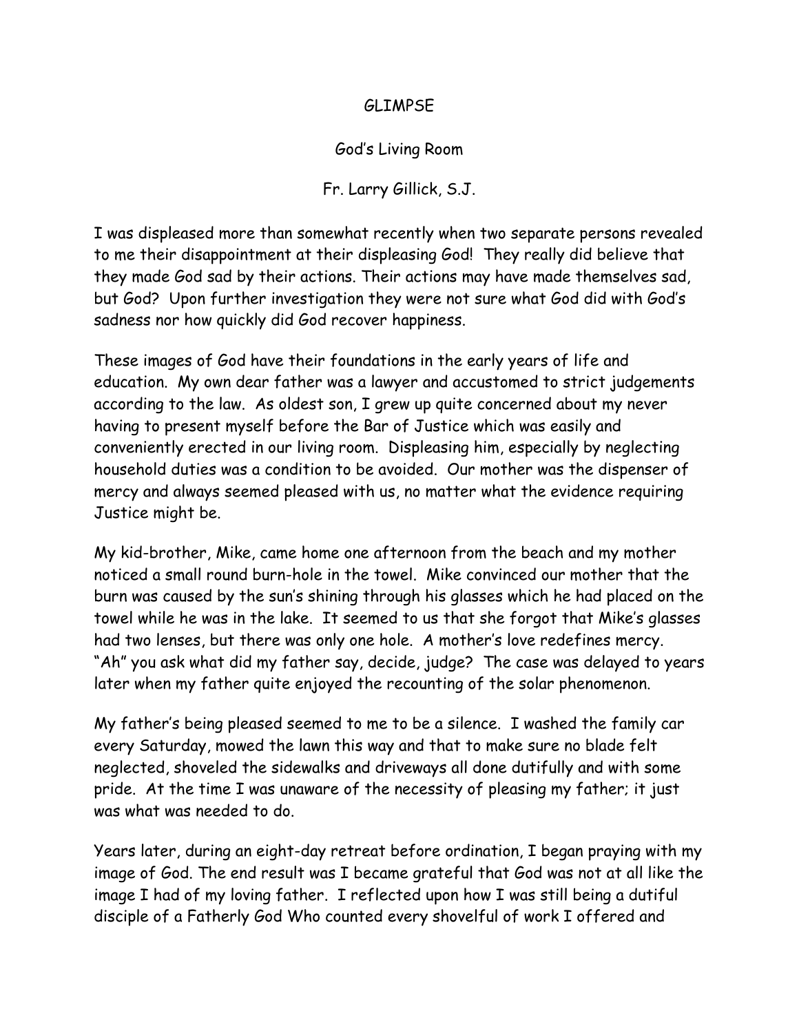# GLIMPSE

## God's Living Room

### Fr. Larry Gillick, S.J.

I was displeased more than somewhat recently when two separate persons revealed to me their disappointment at their displeasing God! They really did believe that they made God sad by their actions. Their actions may have made themselves sad, but God? Upon further investigation they were not sure what God did with God's sadness nor how quickly did God recover happiness.

These images of God have their foundations in the early years of life and education. My own dear father was a lawyer and accustomed to strict judgements according to the law. As oldest son, I grew up quite concerned about my never having to present myself before the Bar of Justice which was easily and conveniently erected in our living room. Displeasing him, especially by neglecting household duties was a condition to be avoided. Our mother was the dispenser of mercy and always seemed pleased with us, no matter what the evidence requiring Justice might be.

My kid-brother, Mike, came home one afternoon from the beach and my mother noticed a small round burn-hole in the towel. Mike convinced our mother that the burn was caused by the sun's shining through his glasses which he had placed on the towel while he was in the lake. It seemed to us that she forgot that Mike's glasses had two lenses, but there was only one hole. A mother's love redefines mercy. "Ah" you ask what did my father say, decide, judge? The case was delayed to years later when my father quite enjoyed the recounting of the solar phenomenon.

My father's being pleased seemed to me to be a silence. I washed the family car every Saturday, mowed the lawn this way and that to make sure no blade felt neglected, shoveled the sidewalks and driveways all done dutifully and with some pride. At the time I was unaware of the necessity of pleasing my father; it just was what was needed to do.

Years later, during an eight-day retreat before ordination, I began praying with my image of God. The end result was I became grateful that God was not at all like the image I had of my loving father. I reflected upon how I was still being a dutiful disciple of a Fatherly God Who counted every shovelful of work I offered and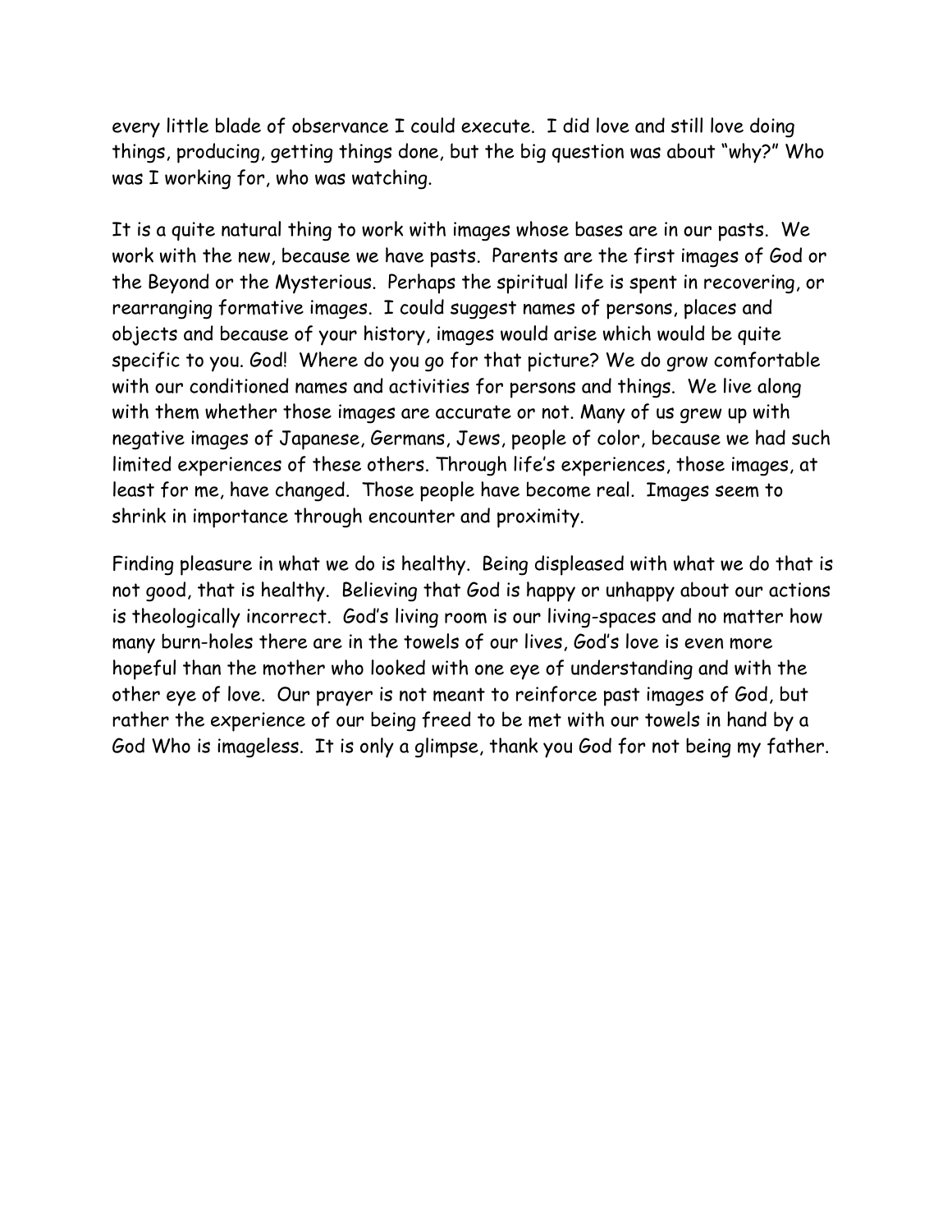every little blade of observance I could execute. I did love and still love doing things, producing, getting things done, but the big question was about "why?" Who was I working for, who was watching.

It is a quite natural thing to work with images whose bases are in our pasts. We work with the new, because we have pasts. Parents are the first images of God or the Beyond or the Mysterious. Perhaps the spiritual life is spent in recovering, or rearranging formative images. I could suggest names of persons, places and objects and because of your history, images would arise which would be quite specific to you. God! Where do you go for that picture? We do grow comfortable with our conditioned names and activities for persons and things. We live along with them whether those images are accurate or not. Many of us grew up with negative images of Japanese, Germans, Jews, people of color, because we had such limited experiences of these others. Through life's experiences, those images, at least for me, have changed. Those people have become real. Images seem to shrink in importance through encounter and proximity.

Finding pleasure in what we do is healthy. Being displeased with what we do that is not good, that is healthy. Believing that God is happy or unhappy about our actions is theologically incorrect. God's living room is our living-spaces and no matter how many burn-holes there are in the towels of our lives, God's love is even more hopeful than the mother who looked with one eye of understanding and with the other eye of love. Our prayer is not meant to reinforce past images of God, but rather the experience of our being freed to be met with our towels in hand by a God Who is imageless. It is only a glimpse, thank you God for not being my father.